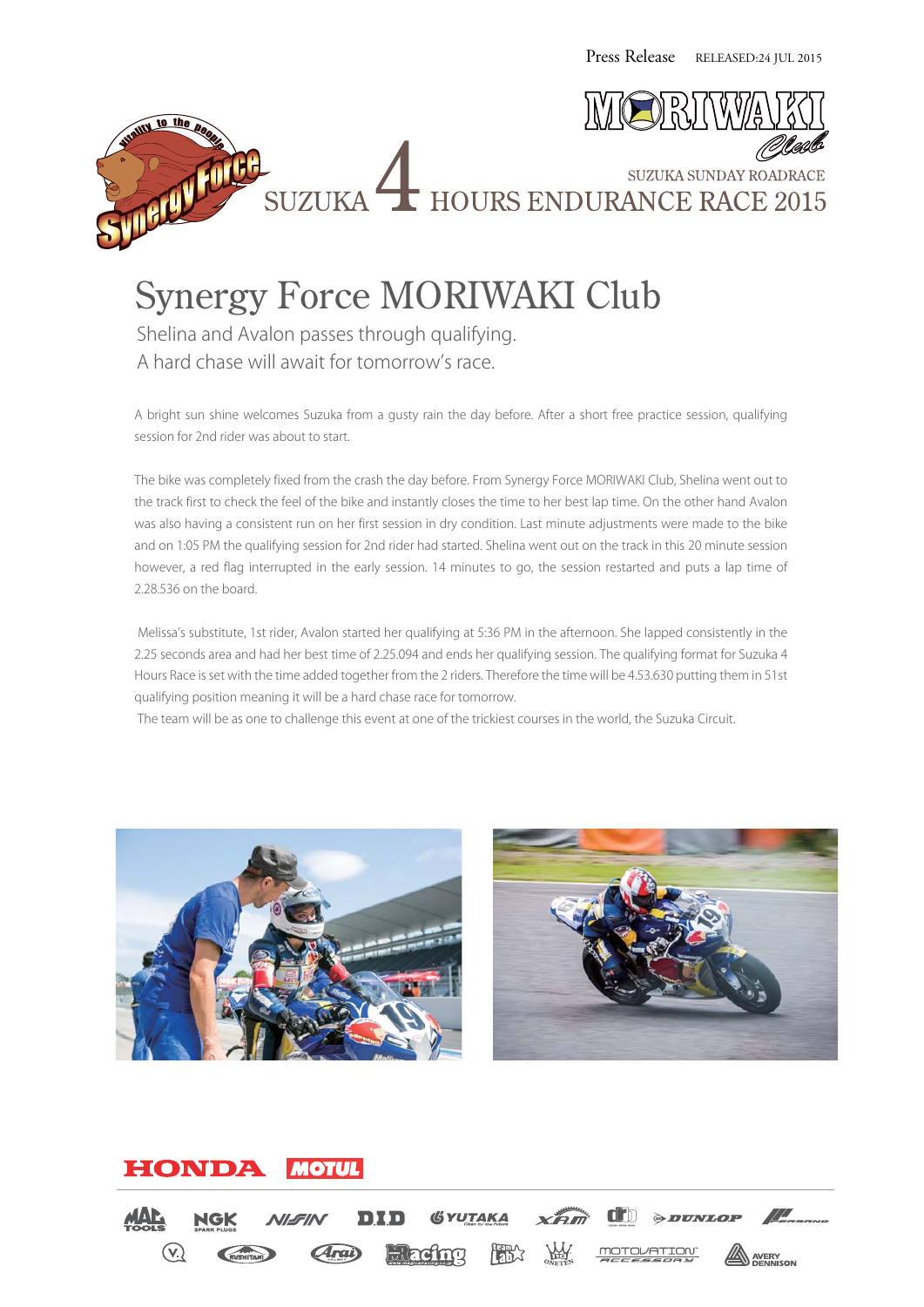Press Release RELEASED:24 JUL 2015

SUZUKA SUNDAY ROADRACE

SUZUKA 4 HOURS ENDURANCE RACE 2015

# Synergy Force MORIWAKI Club

Shelina and Avalon passes through qualifying.
A hard chase will await for tomorrow's race.

A bright sun shine welcomes Suzuka from a gusty rain the day before. After a short free practice session, qualifying session for 2nd rider was about to start.

The bike was completely fixed from the crash the day before. From Synergy Force MORIWAKI Club, Shelina went out to the track first to check the feel of the bike and instantly closes the time to her best lap time. On the other hand Avalon was also having a consistent run on her first session in dry condition. Last minute adjustments were made to the bike and on 1:05 PM the qualifying session for 2nd rider had started. Shelina went out on the track in this 20 minute session however, a red flag interrupted in the early session. 14 minutes to go, the session restarted and puts a lap time of 2.28.536 on the board.

Melissa's substitute, 1st rider, Avalon started her qualifying at 5:36 PM in the afternoon. She lapped consistently in the 2.25 seconds area and had her best time of 2.25.094 and ends her qualifying session. The qualifying format for Suzuka 4 Hours Race is set with the time added together from the 2 riders. Therefore the time will be 4.53.630 putting them in 51st qualifying position meaning it will be a hard chase race for tomorrow.

The team will be as one to challenge this event at one of the trickiest courses in the world, the Suzuka Circuit.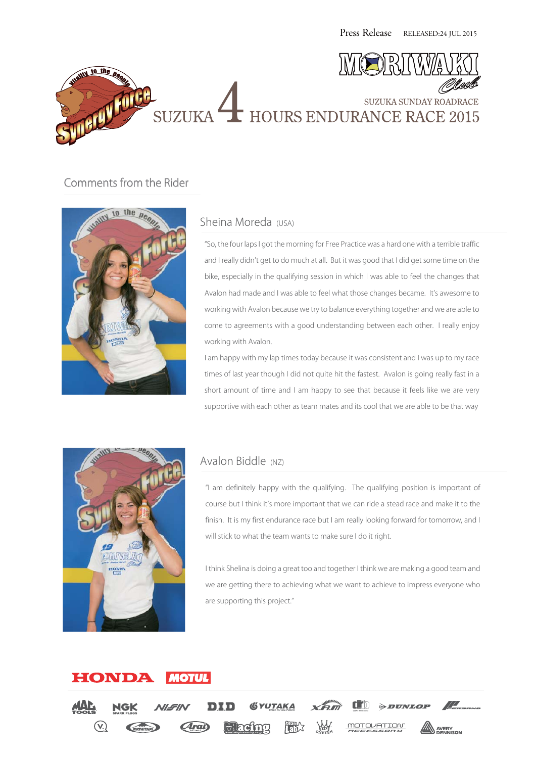Press Release RELEASED:24 JUL 2015

SUZUKA SUNDAY ROADRACE

# SUZUKA 4 HOURS ENDURANCE RACE 2015

## Comments from the Rider

### Sheina Moreda (USA)

"So, the four laps I got the morning for Free Practice was a hard one with a terrible traffic and I really didn't get to do much at all. But it was good that I did get some time on the bike, especially in the qualifying session in which I was able to feel the changes that Avalon had made and I was able to feel what those changes became. It's awesome to working with Avalon because we try to balance everything together and we are able to come to agreements with a good understanding between each other. I really enjoy working with Avalon.

I am happy with my lap times today because it was consistent and I was up to my race times of last year though I did not quite hit the fastest. Avalon is going really fast in a short amount of time and I am happy to see that because it feels like we are very supportive with each other as team mates and its cool that we are able to be that way

### Avalon Biddle (NZ)

"I am definitely happy with the qualifying. The qualifying position is important of course but I think it's more important that we can ride a stead race and make it to the finish. It is my first endurance race but I am really looking forward for tomorrow, and I will stick to what the team wants to make sure I do it right.

I think Shelina is doing a great too and together I think we are making a good team and we are getting there to achieving what we want to achieve to impress everyone who are supporting this project."